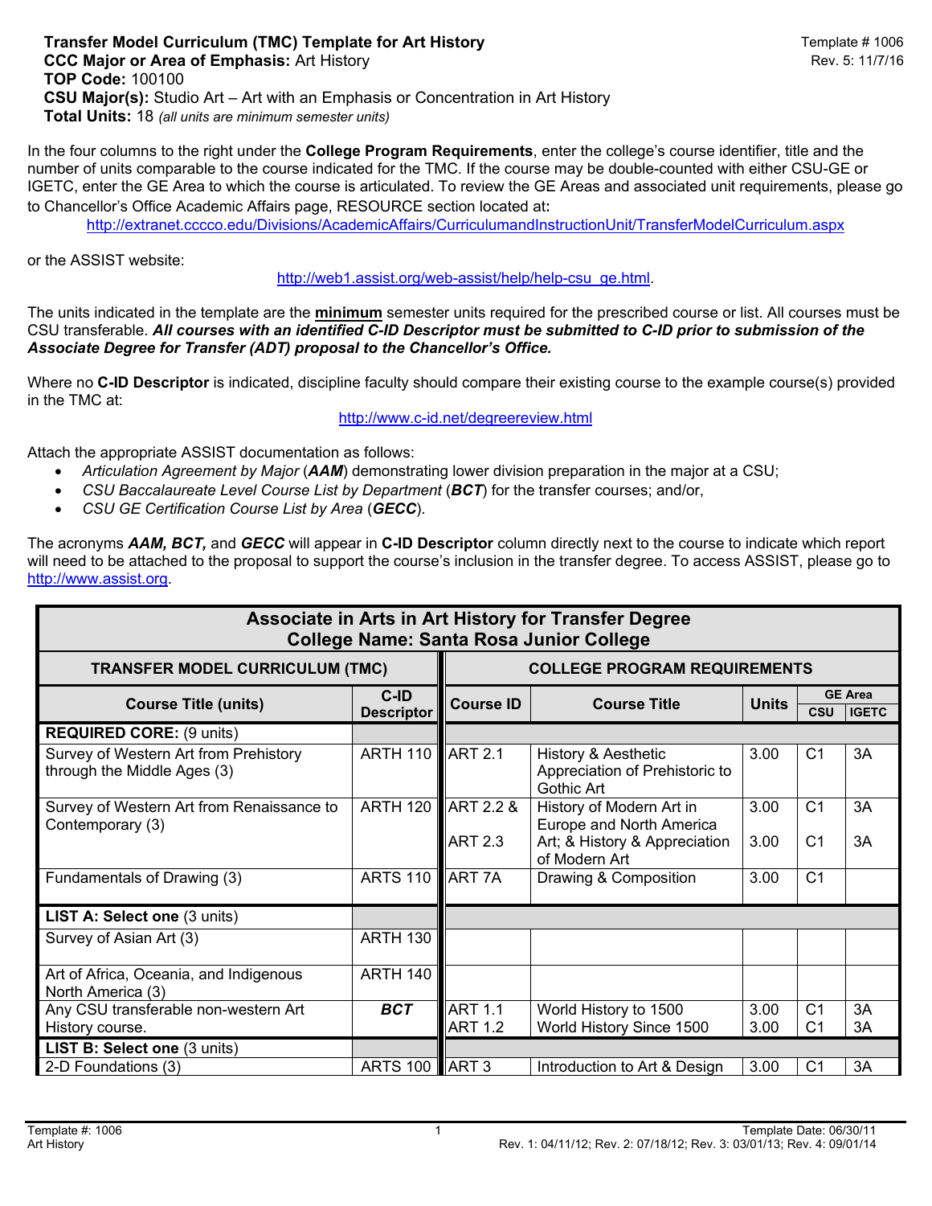**Transfer Model Curriculum (TMC) Template for Art History**
**CCC Major or Area of Emphasis:** Art History
**TOP Code:** 100100
**CSU Major(s):** Studio Art – Art with an Emphasis or Concentration in Art History
**Total Units:** 18 *(all units are minimum semester units)*

Template # 1006
Rev. 5: 11/7/16

In the four columns to the right under the **College Program Requirements**, enter the college's course identifier, title and the number of units comparable to the course indicated for the TMC. If the course may be double-counted with either CSU-GE or IGETC, enter the GE Area to which the course is articulated. To review the GE Areas and associated unit requirements, please go to Chancellor's Office Academic Affairs page, RESOURCE section located at**:**

http://extranet.cccco.edu/Divisions/AcademicAffairs/CurriculumandInstructionUnit/TransferModelCurriculum.aspx

or the ASSIST website:

http://web1.assist.org/web-assist/help/help-csu_ge.html.

The units indicated in the template are the **minimum** semester units required for the prescribed course or list. All courses must be CSU transferable. ***All courses with an identified C-ID Descriptor must be submitted to C-ID prior to submission of the Associate Degree for Transfer (ADT) proposal to the Chancellor's Office.***

Where no **C-ID Descriptor** is indicated, discipline faculty should compare their existing course to the example course(s) provided in the TMC at:

http://www.c-id.net/degreereview.html

Attach the appropriate ASSIST documentation as follows:

- *Articulation Agreement by Major* (***AAM***) demonstrating lower division preparation in the major at a CSU;
- *CSU Baccalaureate Level Course List by Department* (***BCT***) for the transfer courses; and/or,
- *CSU GE Certification Course List by Area* (***GECC***).

The acronyms ***AAM, BCT,*** and ***GECC*** will appear in **C-ID Descriptor** column directly next to the course to indicate which report will need to be attached to the proposal to support the course's inclusion in the transfer degree. To access ASSIST, please go to http://www.assist.org.

| **Associate in Arts in Art History for Transfer Degree<br>College Name: Santa Rosa Junior College** | | | | | | |
|---|---|---|---|---|---|---|
| **TRANSFER MODEL CURRICULUM (TMC)** | | **COLLEGE PROGRAM REQUIREMENTS** | | | | |
| **Course Title (units)** | **C-ID Descriptor** | **Course ID** | **Course Title** | **Units** | **GE Area** | |
| | | | | | **CSU** | **IGETC** |
| **REQUIRED CORE:** (9 units) | | | | | | |
| Survey of Western Art from Prehistory through the Middle Ages (3) | ARTH 110 | ART 2.1 | History & Aesthetic Appreciation of Prehistoric to Gothic Art | 3.00 | C1 | 3A |
| Survey of Western Art from Renaissance to Contemporary (3) | ARTH 120 | ART 2.2 &<br>ART 2.3 | History of Modern Art in Europe and North America Art; & History & Appreciation of Modern Art | 3.00<br>3.00 | C1<br>C1 | 3A<br>3A |
| Fundamentals of Drawing (3) | ARTS 110 | ART 7A | Drawing & Composition | 3.00 | C1 | |
| **LIST A: Select one** (3 units) | | | | | | |
| Survey of Asian Art (3) | ARTH 130 | | | | | |
| Art of Africa, Oceania, and Indigenous North America (3) | ARTH 140 | | | | | |
| Any CSU transferable non-western Art History course. | ***BCT*** | ART 1.1<br>ART 1.2 | World History to 1500<br>World History Since 1500 | 3.00<br>3.00 | C1<br>C1 | 3A<br>3A |
| **LIST B: Select one** (3 units) | | | | | | |
| 2-D Foundations (3) | ARTS 100 | ART 3 | Introduction to Art & Design | 3.00 | C1 | 3A |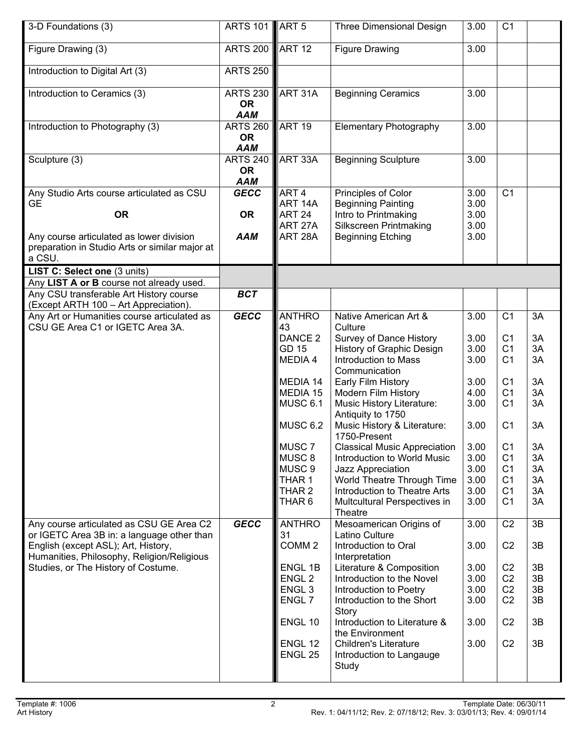| | | | | | | |
|---|---|---|---|---|---|---|
| 3-D Foundations (3) | ARTS 101 | ART 5 | Three Dimensional Design | 3.00 | C1 | |
| Figure Drawing (3) | ARTS 200 | ART 12 | Figure Drawing | 3.00 | | |
| Introduction to Digital Art (3) | ARTS 250 | | | | | |
| Introduction to Ceramics (3) | ARTS 230 **OR** ***AAM*** | ART 31A | Beginning Ceramics | 3.00 | | |
| Introduction to Photography (3) | ARTS 260 **OR** ***AAM*** | ART 19 | Elementary Photography | 3.00 | | |
| Sculpture (3) | ARTS 240 **OR** ***AAM*** | ART 33A | Beginning Sculpture | 3.00 | | |
| Any Studio Arts course articulated as CSU GE **OR** Any course articulated as lower division preparation in Studio Arts or similar major at a CSU. | ***GECC*** **OR** ***AAM*** | ART 4<br>ART 14A<br>ART 24<br>ART 27A<br>ART 28A | Principles of Color<br>Beginning Painting<br>Intro to Printmaking<br>Silkscreen Printmaking<br>Beginning Etching | 3.00<br>3.00<br>3.00<br>3.00<br>3.00 | C1 | |
| **LIST C: Select one** (3 units) | | | | | | |
| Any **LIST A or B** course not already used. | | | | | | |
| Any CSU transferable Art History course (Except ARTH 100 – Art Appreciation). | ***BCT*** | | | | | |
| Any Art or Humanities course articulated as CSU GE Area C1 or IGETC Area 3A. | ***GECC*** | ANTHRO 43<br>DANCE 2<br>GD 15<br>MEDIA 4<br>MEDIA 14<br>MEDIA 15<br>MUSC 6.1<br>MUSC 6.2<br>MUSC 7<br>MUSC 8<br>MUSC 9<br>THAR 1<br>THAR 2<br>THAR 6 | Native American Art & Culture<br>Survey of Dance History<br>History of Graphic Design<br>Introduction to Mass Communication<br>Early Film History<br>Modern Film History<br>Music History Literature: Antiquity to 1750<br>Music History & Literature: 1750-Present<br>Classical Music Appreciation<br>Introduction to World Music<br>Jazz Appreciation<br>World Theatre Through Time<br>Introduction to Theatre Arts<br>Multcultural Perspectives in Theatre | 3.00<br>3.00<br>3.00<br>3.00<br>3.00<br>4.00<br>3.00<br>3.00<br>3.00<br>3.00<br>3.00<br>3.00<br>3.00<br>3.00 | C1<br>C1<br>C1<br>C1<br>C1<br>C1<br>C1<br>C1<br>C1<br>C1<br>C1<br>C1<br>C1<br>C1 | 3A<br>3A<br>3A<br>3A<br>3A<br>3A<br>3A<br>3A<br>3A<br>3A<br>3A<br>3A<br>3A<br>3A |
| Any course articulated as CSU GE Area C2 or IGETC Area 3B in: a language other than English (except ASL); Art, History, Humanities, Philosophy, Religion/Religious Studies, or The History of Costume. | ***GECC*** | ANTHRO 31<br>COMM 2<br>ENGL 1B<br>ENGL 2<br>ENGL 3<br>ENGL 7<br>ENGL 10<br>ENGL 12<br>ENGL 25 | Mesoamerican Origins of Latino Culture<br>Introduction to Oral Interpretation<br>Literature & Composition<br>Introduction to the Novel<br>Introduction to Poetry<br>Introduction to the Short Story<br>Introduction to Literature & the Environment<br>Children's Literature<br>Introduction to Langauge Study | 3.00<br>3.00<br>3.00<br>3.00<br>3.00<br>3.00<br>3.00<br>3.00 | C2<br>C2<br>C2<br>C2<br>C2<br>C2<br>C2<br>C2 | 3B<br>3B<br>3B<br>3B<br>3B<br>3B<br>3B<br>3B |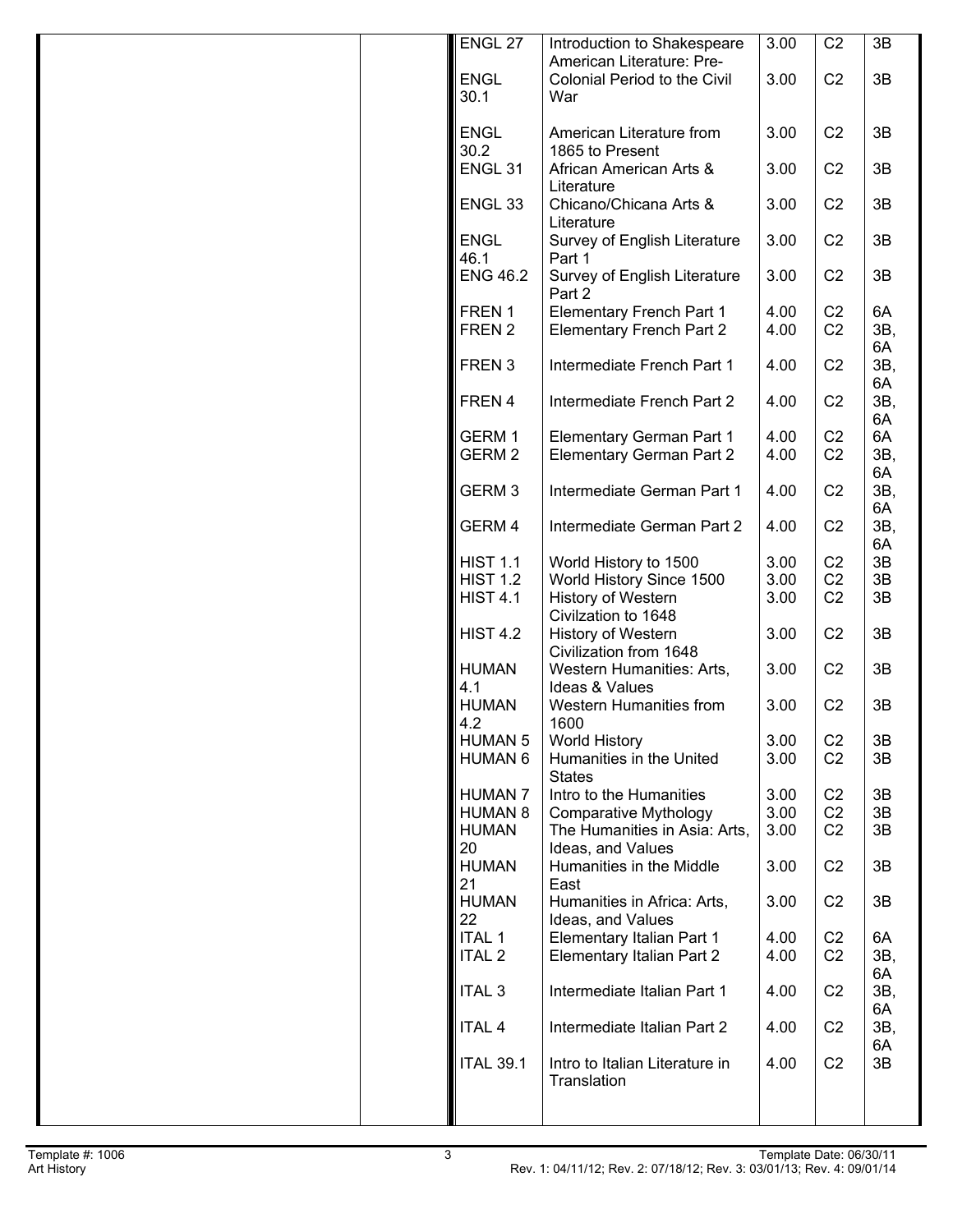| | | | | | | |
|---|---|---|---|---|---|---|
| | | ENGL 27 | Introduction to Shakespeare | 3.00 | C2 | 3B |
| | | ENGL 30.1 | American Literature: Pre-Colonial Period to the Civil War | 3.00 | C2 | 3B |
| | | ENGL 30.2 | American Literature from 1865 to Present | 3.00 | C2 | 3B |
| | | ENGL 31 | African American Arts & Literature | 3.00 | C2 | 3B |
| | | ENGL 33 | Chicano/Chicana Arts & Literature | 3.00 | C2 | 3B |
| | | ENGL 46.1 | Survey of English Literature Part 1 | 3.00 | C2 | 3B |
| | | ENG 46.2 | Survey of English Literature Part 2 | 3.00 | C2 | 3B |
| | | FREN 1 | Elementary French Part 1 | 4.00 | C2 | 6A |
| | | FREN 2 | Elementary French Part 2 | 4.00 | C2 | 3B, 6A |
| | | FREN 3 | Intermediate French Part 1 | 4.00 | C2 | 3B, 6A |
| | | FREN 4 | Intermediate French Part 2 | 4.00 | C2 | 3B, 6A |
| | | GERM 1 | Elementary German Part 1 | 4.00 | C2 | 6A |
| | | GERM 2 | Elementary German Part 2 | 4.00 | C2 | 3B, 6A |
| | | GERM 3 | Intermediate German Part 1 | 4.00 | C2 | 3B, 6A |
| | | GERM 4 | Intermediate German Part 2 | 4.00 | C2 | 3B, 6A |
| | | HIST 1.1 | World History to 1500 | 3.00 | C2 | 3B |
| | | HIST 1.2 | World History Since 1500 | 3.00 | C2 | 3B |
| | | HIST 4.1 | History of Western Civilzation to 1648 | 3.00 | C2 | 3B |
| | | HIST 4.2 | History of Western Civilization from 1648 | 3.00 | C2 | 3B |
| | | HUMAN 4.1 | Western Humanities: Arts, Ideas & Values | 3.00 | C2 | 3B |
| | | HUMAN 4.2 | Western Humanities from 1600 | 3.00 | C2 | 3B |
| | | HUMAN 5 | World History | 3.00 | C2 | 3B |
| | | HUMAN 6 | Humanities in the United States | 3.00 | C2 | 3B |
| | | HUMAN 7 | Intro to the Humanities | 3.00 | C2 | 3B |
| | | HUMAN 8 | Comparative Mythology | 3.00 | C2 | 3B |
| | | HUMAN 20 | The Humanities in Asia: Arts, Ideas, and Values | 3.00 | C2 | 3B |
| | | HUMAN 21 | Humanities in the Middle East | 3.00 | C2 | 3B |
| | | HUMAN 22 | Humanities in Africa: Arts, Ideas, and Values | 3.00 | C2 | 3B |
| | | ITAL 1 | Elementary Italian Part 1 | 4.00 | C2 | 6A |
| | | ITAL 2 | Elementary Italian Part 2 | 4.00 | C2 | 3B, 6A |
| | | ITAL 3 | Intermediate Italian Part 1 | 4.00 | C2 | 3B, 6A |
| | | ITAL 4 | Intermediate Italian Part 2 | 4.00 | C2 | 3B, 6A |
| | | ITAL 39.1 | Intro to Italian Literature in Translation | 4.00 | C2 | 3B |

Template #: 1006
Art History

Template Date: 06/30/11
Rev. 1: 04/11/12; Rev. 2: 07/18/12; Rev. 3: 03/01/13; Rev. 4: 09/01/14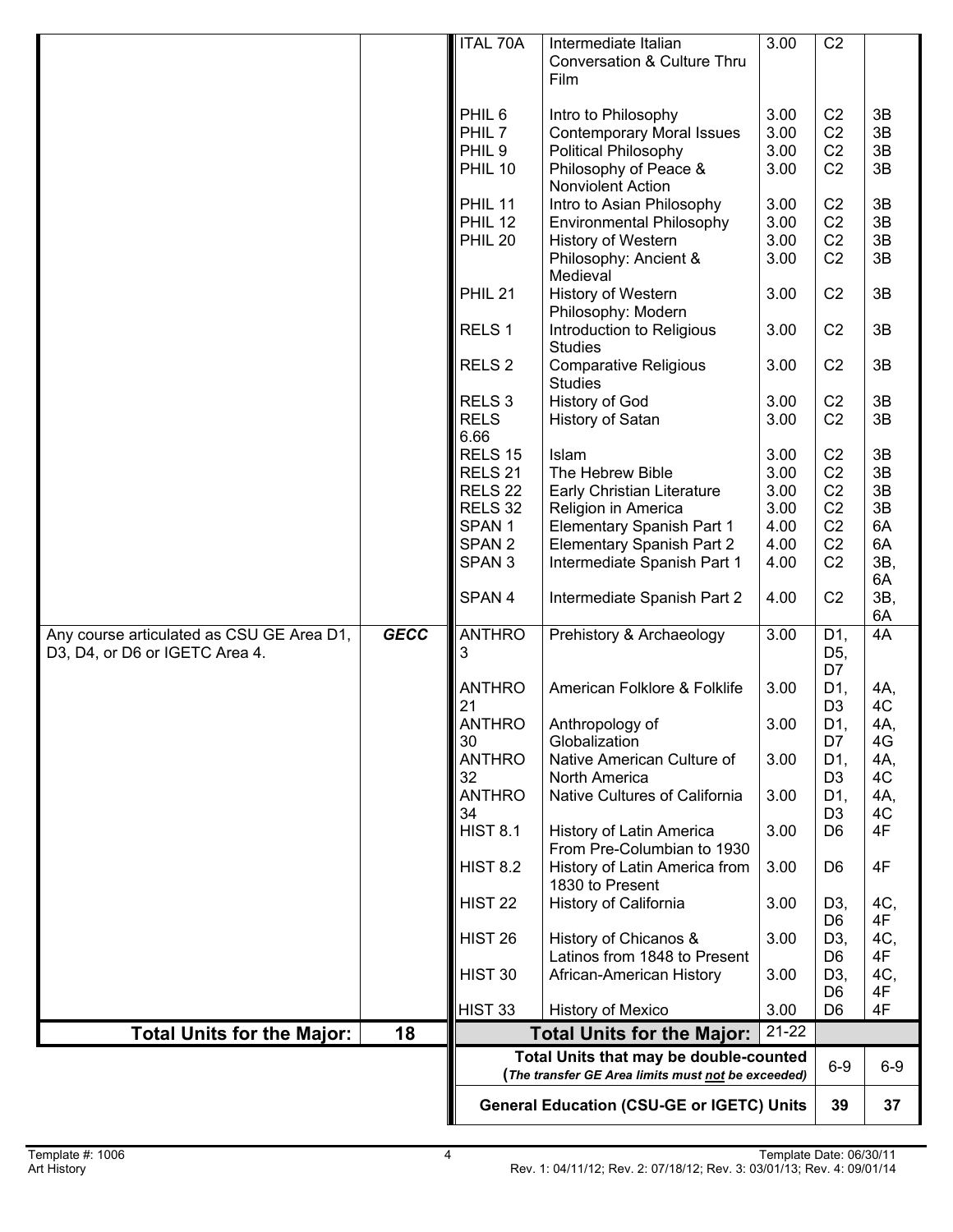| | | | | | | |
|---|---|---|---|---|---|---|
| | | ITAL 70A | Intermediate Italian Conversation & Culture Thru Film | 3.00 | C2 | |
| | | PHIL 6 | Intro to Philosophy | 3.00 | C2 | 3B |
| | | PHIL 7 | Contemporary Moral Issues | 3.00 | C2 | 3B |
| | | PHIL 9 | Political Philosophy | 3.00 | C2 | 3B |
| | | PHIL 10 | Philosophy of Peace & Nonviolent Action | 3.00 | C2 | 3B |
| | | PHIL 11 | Intro to Asian Philosophy | 3.00 | C2 | 3B |
| | | PHIL 12 | Environmental Philosophy | 3.00 | C2 | 3B |
| | | PHIL 20 | History of Western Philosophy: Ancient & Medieval | 3.00<br>3.00 | C2<br>C2 | 3B<br>3B |
| | | PHIL 21 | History of Western Philosophy: Modern | 3.00 | C2 | 3B |
| | | RELS 1 | Introduction to Religious Studies | 3.00 | C2 | 3B |
| | | RELS 2 | Comparative Religious Studies | 3.00 | C2 | 3B |
| | | RELS 3 | History of God | 3.00 | C2 | 3B |
| | | RELS 6.66 | History of Satan | 3.00 | C2 | 3B |
| | | RELS 15 | Islam | 3.00 | C2 | 3B |
| | | RELS 21 | The Hebrew Bible | 3.00 | C2 | 3B |
| | | RELS 22 | Early Christian Literature | 3.00 | C2 | 3B |
| | | RELS 32 | Religion in America | 3.00 | C2 | 3B |
| | | SPAN 1 | Elementary Spanish Part 1 | 4.00 | C2 | 6A |
| | | SPAN 2 | Elementary Spanish Part 2 | 4.00 | C2 | 6A |
| | | SPAN 3 | Intermediate Spanish Part 1 | 4.00 | C2 | 3B, 6A |
| | | SPAN 4 | Intermediate Spanish Part 2 | 4.00 | C2 | 3B, 6A |
| Any course articulated as CSU GE Area D1, D3, D4, or D6 or IGETC Area 4. | ***GECC*** | ANTHRO 3 | Prehistory & Archaeology | 3.00 | D1, D5, D7 | 4A |
| | | ANTHRO 21 | American Folklore & Folklife | 3.00 | D1, D3 | 4A, 4C |
| | | ANTHRO 30 | Anthropology of Globalization | 3.00 | D1, D7 | 4A, 4G |
| | | ANTHRO 32 | Native American Culture of North America | 3.00 | D1, D3 | 4A, 4C |
| | | ANTHRO 34 | Native Cultures of California | 3.00 | D1, D3 | 4A, 4C |
| | | HIST 8.1 | History of Latin America From Pre-Columbian to 1930 | 3.00 | D6 | 4F |
| | | HIST 8.2 | History of Latin America from 1830 to Present | 3.00 | D6 | 4F |
| | | HIST 22 | History of California | 3.00 | D3, D6 | 4C, 4F |
| | | HIST 26 | History of Chicanos & Latinos from 1848 to Present | 3.00 | D3, D6 | 4C, 4F |
| | | HIST 30 | African-American History | 3.00 | D3, D6 | 4C, 4F |
| | | HIST 33 | History of Mexico | 3.00 | D6 | 4F |
| **Total Units for the Major:** | **18** | **Total Units for the Major:** | | 21-22 | | |
| | | **Total Units that may be double-counted** (*The transfer GE Area limits must not be exceeded*) | | | 6-9 | 6-9 |
| | | **General Education (CSU-GE or IGETC) Units** | | | **39** | **37** |

Template #: 1006
Art History

Template Date: 06/30/11
Rev. 1: 04/11/12; Rev. 2: 07/18/12; Rev. 3: 03/01/13; Rev. 4: 09/01/14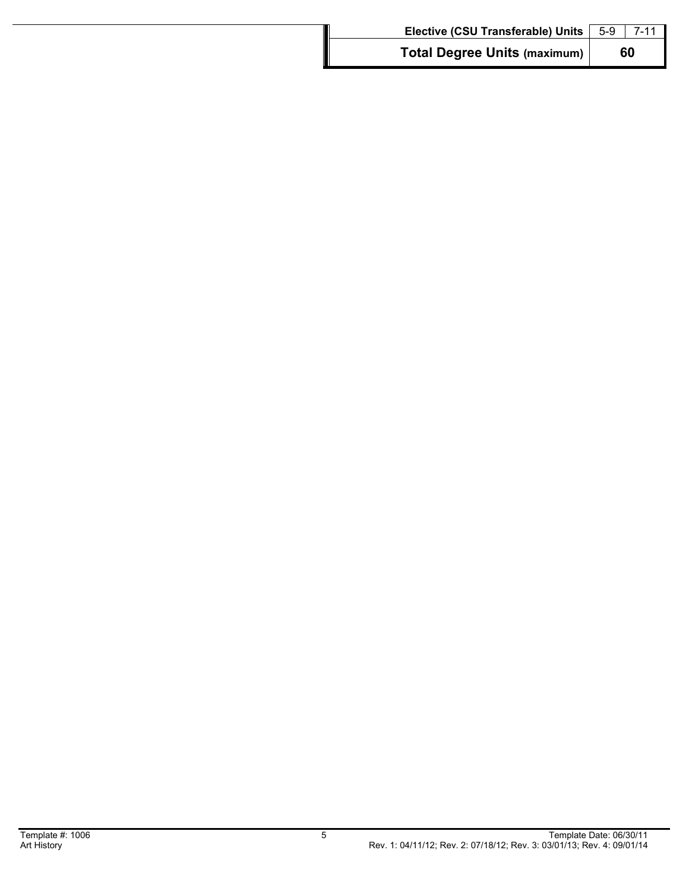| | | |
|---|---|---|
| **Elective (CSU Transferable) Units** | 5-9 | 7-11 |
| **Total Degree Units (maximum)** | **60** | |